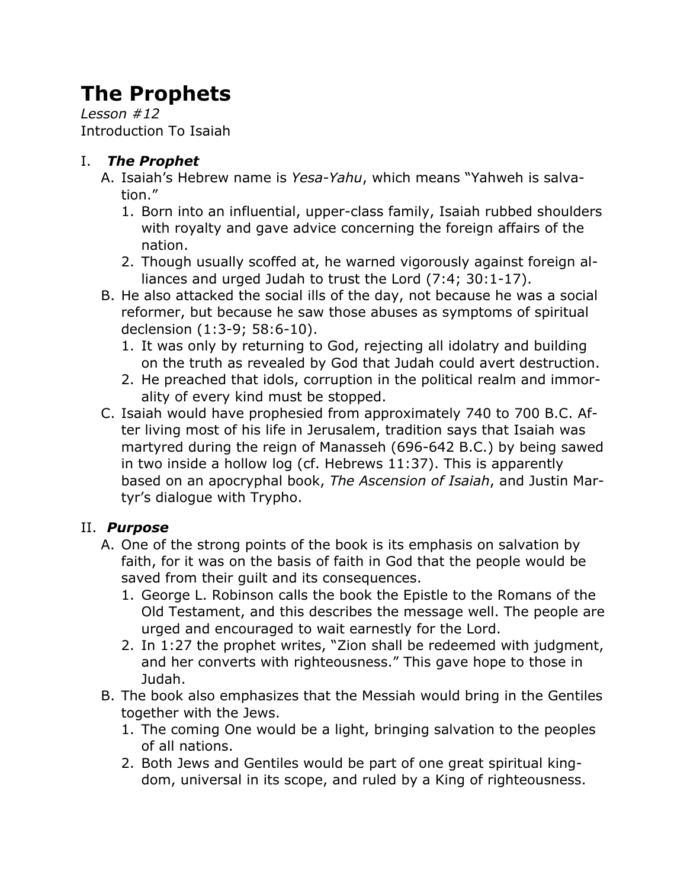# The Prophets

*Lesson #12*
Introduction To Isaiah

## I. *The Prophet*

A. Isaiah's Hebrew name is *Yesa-Yahu*, which means "Yahweh is salvation."
   1. Born into an influential, upper-class family, Isaiah rubbed shoulders with royalty and gave advice concerning the foreign affairs of the nation.
   2. Though usually scoffed at, he warned vigorously against foreign alliances and urged Judah to trust the Lord (7:4; 30:1-17).

B. He also attacked the social ills of the day, not because he was a social reformer, but because he saw those abuses as symptoms of spiritual declension (1:3-9; 58:6-10).
   1. It was only by returning to God, rejecting all idolatry and building on the truth as revealed by God that Judah could avert destruction.
   2. He preached that idols, corruption in the political realm and immorality of every kind must be stopped.

C. Isaiah would have prophesied from approximately 740 to 700 B.C. After living most of his life in Jerusalem, tradition says that Isaiah was martyred during the reign of Manasseh (696-642 B.C.) by being sawed in two inside a hollow log (cf. Hebrews 11:37). This is apparently based on an apocryphal book, *The Ascension of Isaiah*, and Justin Martyr's dialogue with Trypho.

## II. *Purpose*

A. One of the strong points of the book is its emphasis on salvation by faith, for it was on the basis of faith in God that the people would be saved from their guilt and its consequences.
   1. George L. Robinson calls the book the Epistle to the Romans of the Old Testament, and this describes the message well. The people are urged and encouraged to wait earnestly for the Lord.
   2. In 1:27 the prophet writes, "Zion shall be redeemed with judgment, and her converts with righteousness." This gave hope to those in Judah.

B. The book also emphasizes that the Messiah would bring in the Gentiles together with the Jews.
   1. The coming One would be a light, bringing salvation to the peoples of all nations.
   2. Both Jews and Gentiles would be part of one great spiritual kingdom, universal in its scope, and ruled by a King of righteousness.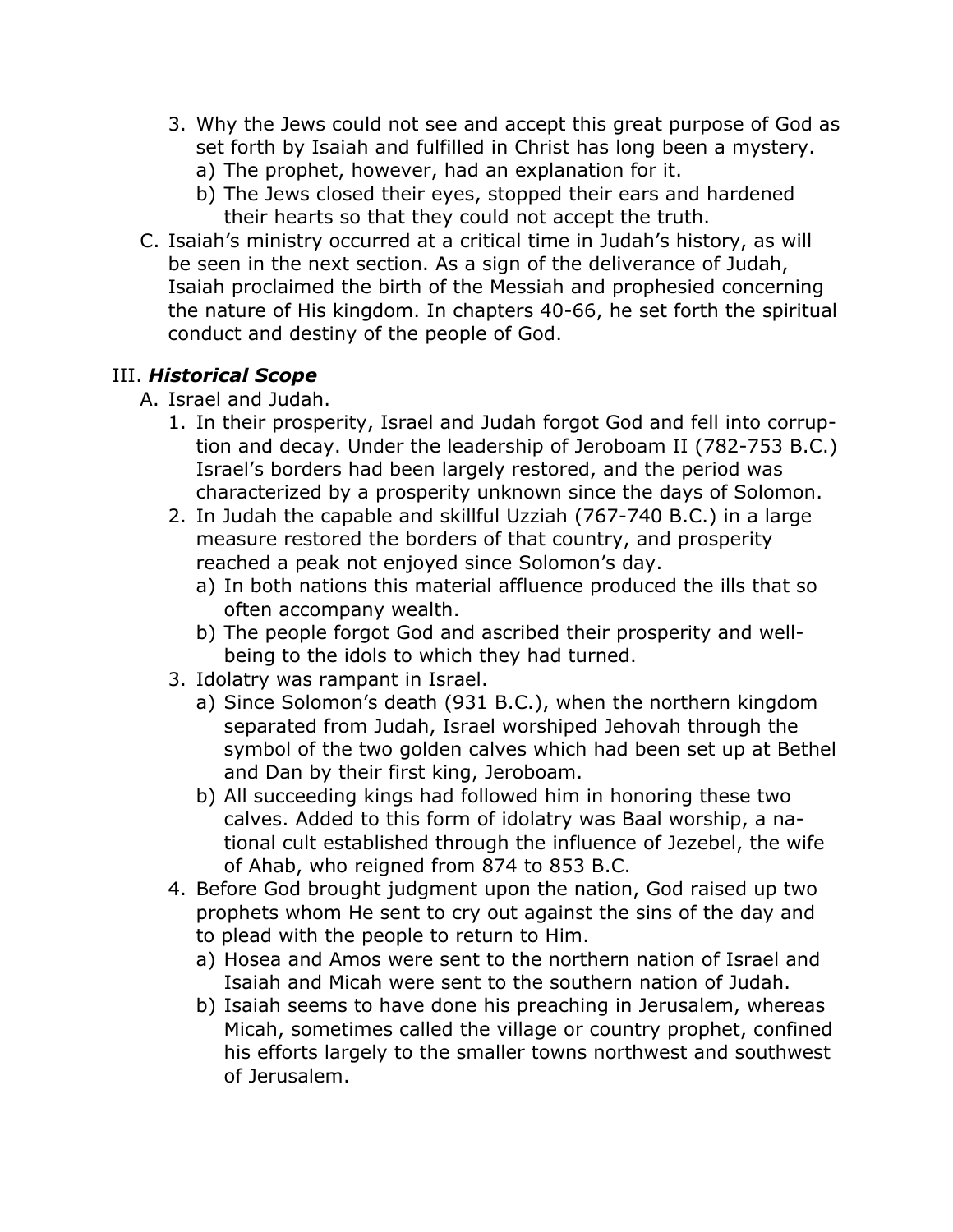3. Why the Jews could not see and accept this great purpose of God as set forth by Isaiah and fulfilled in Christ has long been a mystery.
   a) The prophet, however, had an explanation for it.
   b) The Jews closed their eyes, stopped their ears and hardened their hearts so that they could not accept the truth.

C. Isaiah's ministry occurred at a critical time in Judah's history, as will be seen in the next section. As a sign of the deliverance of Judah, Isaiah proclaimed the birth of the Messiah and prophesied concerning the nature of His kingdom. In chapters 40-66, he set forth the spiritual conduct and destiny of the people of God.

## III. ***Historical Scope***

A. Israel and Judah.

1. In their prosperity, Israel and Judah forgot God and fell into corruption and decay. Under the leadership of Jeroboam II (782-753 B.C.) Israel's borders had been largely restored, and the period was characterized by a prosperity unknown since the days of Solomon.
2. In Judah the capable and skillful Uzziah (767-740 B.C.) in a large measure restored the borders of that country, and prosperity reached a peak not enjoyed since Solomon's day.
   a) In both nations this material affluence produced the ills that so often accompany wealth.
   b) The people forgot God and ascribed their prosperity and well-being to the idols to which they had turned.
3. Idolatry was rampant in Israel.
   a) Since Solomon's death (931 B.C.), when the northern kingdom separated from Judah, Israel worshiped Jehovah through the symbol of the two golden calves which had been set up at Bethel and Dan by their first king, Jeroboam.
   b) All succeeding kings had followed him in honoring these two calves. Added to this form of idolatry was Baal worship, a national cult established through the influence of Jezebel, the wife of Ahab, who reigned from 874 to 853 B.C.
4. Before God brought judgment upon the nation, God raised up two prophets whom He sent to cry out against the sins of the day and to plead with the people to return to Him.
   a) Hosea and Amos were sent to the northern nation of Israel and Isaiah and Micah were sent to the southern nation of Judah.
   b) Isaiah seems to have done his preaching in Jerusalem, whereas Micah, sometimes called the village or country prophet, confined his efforts largely to the smaller towns northwest and southwest of Jerusalem.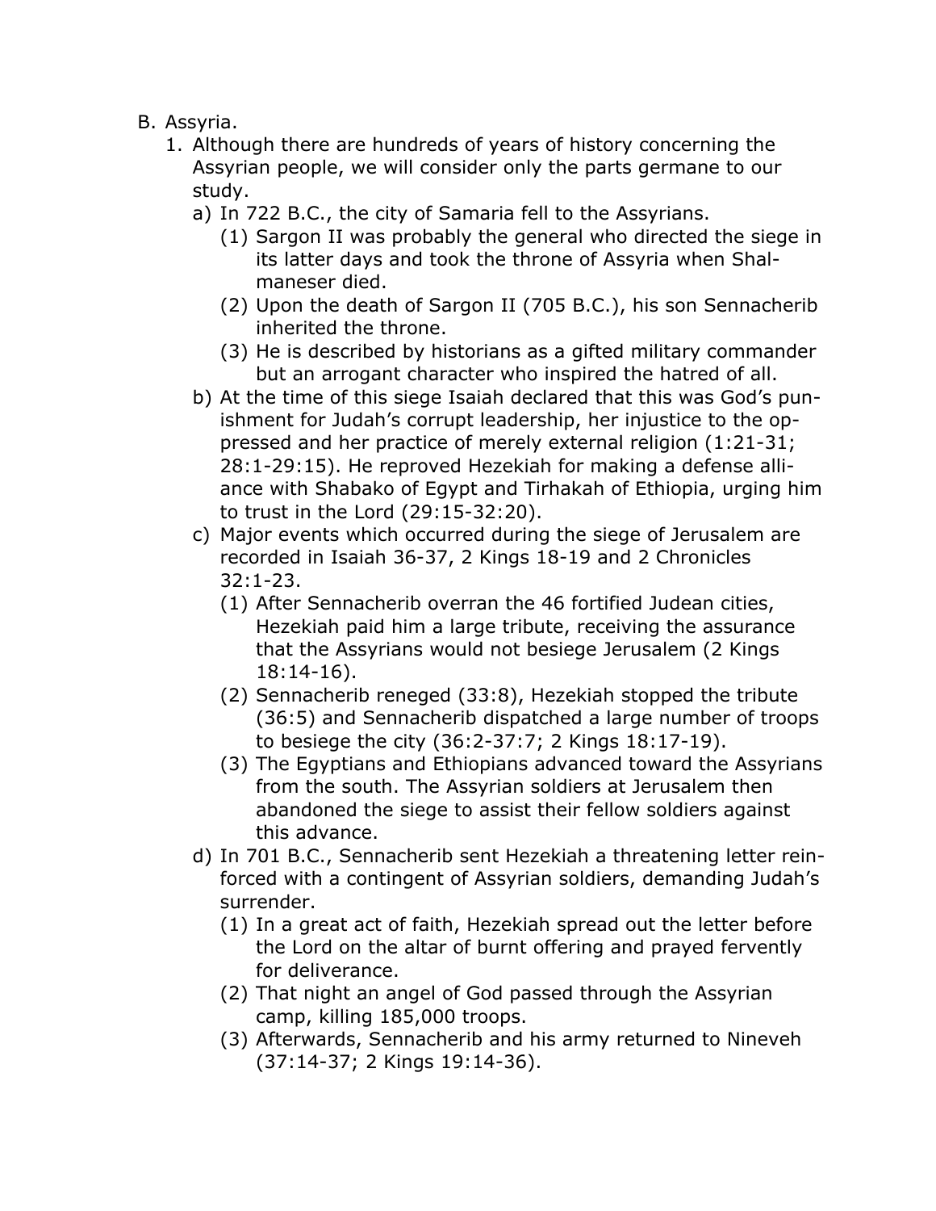B. Assyria.
   1. Although there are hundreds of years of history concerning the Assyrian people, we will consider only the parts germane to our study.
      a) In 722 B.C., the city of Samaria fell to the Assyrians.
         (1) Sargon II was probably the general who directed the siege in its latter days and took the throne of Assyria when Shalmaneser died.
         (2) Upon the death of Sargon II (705 B.C.), his son Sennacherib inherited the throne.
         (3) He is described by historians as a gifted military commander but an arrogant character who inspired the hatred of all.
      b) At the time of this siege Isaiah declared that this was God's punishment for Judah's corrupt leadership, her injustice to the oppressed and her practice of merely external religion (1:21-31; 28:1-29:15). He reproved Hezekiah for making a defense alliance with Shabako of Egypt and Tirhakah of Ethiopia, urging him to trust in the Lord (29:15-32:20).
      c) Major events which occurred during the siege of Jerusalem are recorded in Isaiah 36-37, 2 Kings 18-19 and 2 Chronicles 32:1-23.
         (1) After Sennacherib overran the 46 fortified Judean cities, Hezekiah paid him a large tribute, receiving the assurance that the Assyrians would not besiege Jerusalem (2 Kings 18:14-16).
         (2) Sennacherib reneged (33:8), Hezekiah stopped the tribute (36:5) and Sennacherib dispatched a large number of troops to besiege the city (36:2-37:7; 2 Kings 18:17-19).
         (3) The Egyptians and Ethiopians advanced toward the Assyrians from the south. The Assyrian soldiers at Jerusalem then abandoned the siege to assist their fellow soldiers against this advance.
      d) In 701 B.C., Sennacherib sent Hezekiah a threatening letter reinforced with a contingent of Assyrian soldiers, demanding Judah's surrender.
         (1) In a great act of faith, Hezekiah spread out the letter before the Lord on the altar of burnt offering and prayed fervently for deliverance.
         (2) That night an angel of God passed through the Assyrian camp, killing 185,000 troops.
         (3) Afterwards, Sennacherib and his army returned to Nineveh (37:14-37; 2 Kings 19:14-36).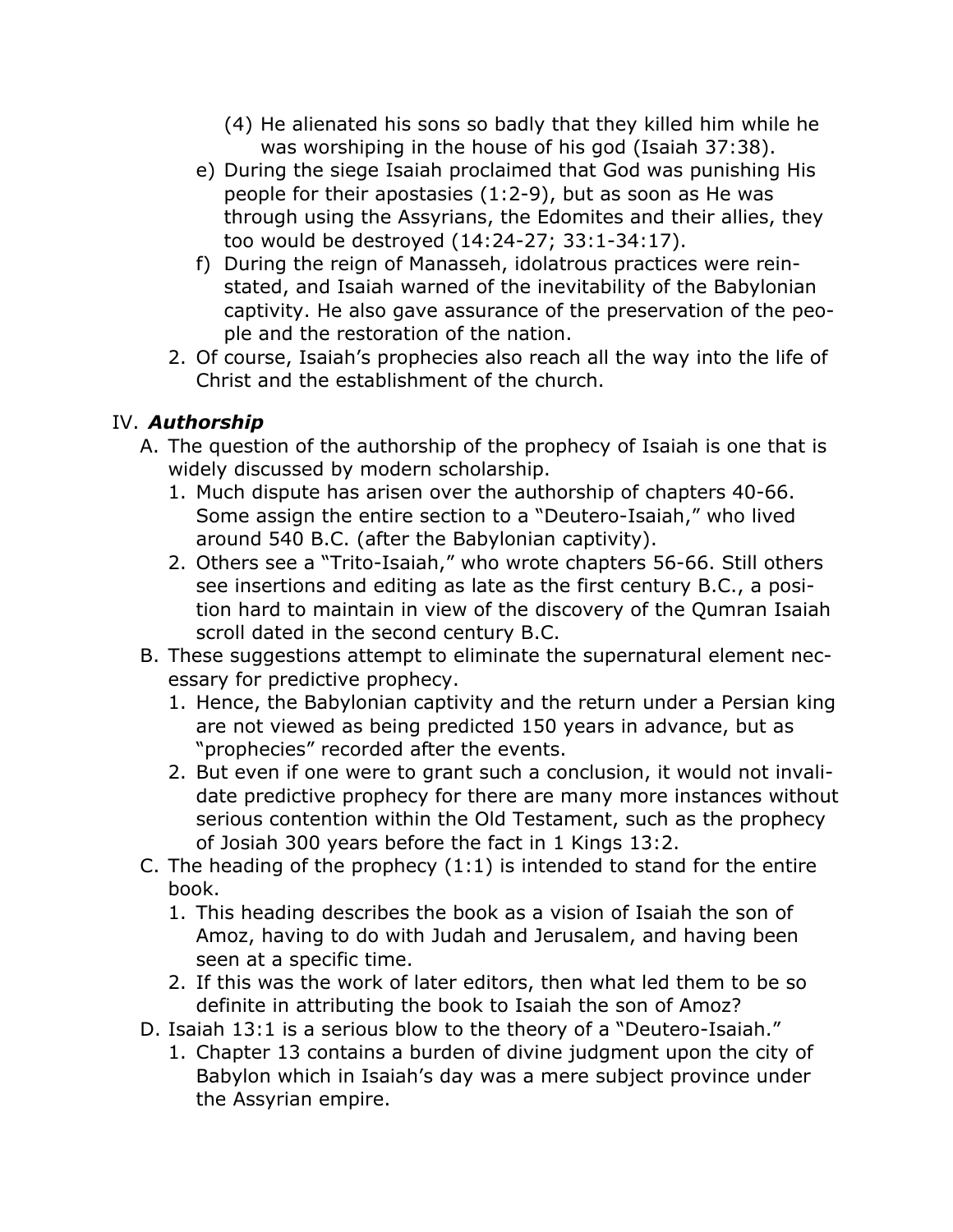(4) He alienated his sons so badly that they killed him while he was worshiping in the house of his god (Isaiah 37:38).

e) During the siege Isaiah proclaimed that God was punishing His people for their apostasies (1:2-9), but as soon as He was through using the Assyrians, the Edomites and their allies, they too would be destroyed (14:24-27; 33:1-34:17).

f) During the reign of Manasseh, idolatrous practices were reinstated, and Isaiah warned of the inevitability of the Babylonian captivity. He also gave assurance of the preservation of the people and the restoration of the nation.

2. Of course, Isaiah's prophecies also reach all the way into the life of Christ and the establishment of the church.

## IV. ***Authorship***

A. The question of the authorship of the prophecy of Isaiah is one that is widely discussed by modern scholarship.

1. Much dispute has arisen over the authorship of chapters 40-66. Some assign the entire section to a "Deutero-Isaiah," who lived around 540 B.C. (after the Babylonian captivity).
2. Others see a "Trito-Isaiah," who wrote chapters 56-66. Still others see insertions and editing as late as the first century B.C., a position hard to maintain in view of the discovery of the Qumran Isaiah scroll dated in the second century B.C.

B. These suggestions attempt to eliminate the supernatural element necessary for predictive prophecy.

1. Hence, the Babylonian captivity and the return under a Persian king are not viewed as being predicted 150 years in advance, but as "prophecies" recorded after the events.
2. But even if one were to grant such a conclusion, it would not invalidate predictive prophecy for there are many more instances without serious contention within the Old Testament, such as the prophecy of Josiah 300 years before the fact in 1 Kings 13:2.

C. The heading of the prophecy (1:1) is intended to stand for the entire book.

1. This heading describes the book as a vision of Isaiah the son of Amoz, having to do with Judah and Jerusalem, and having been seen at a specific time.
2. If this was the work of later editors, then what led them to be so definite in attributing the book to Isaiah the son of Amoz?

D. Isaiah 13:1 is a serious blow to the theory of a "Deutero-Isaiah."

1. Chapter 13 contains a burden of divine judgment upon the city of Babylon which in Isaiah's day was a mere subject province under the Assyrian empire.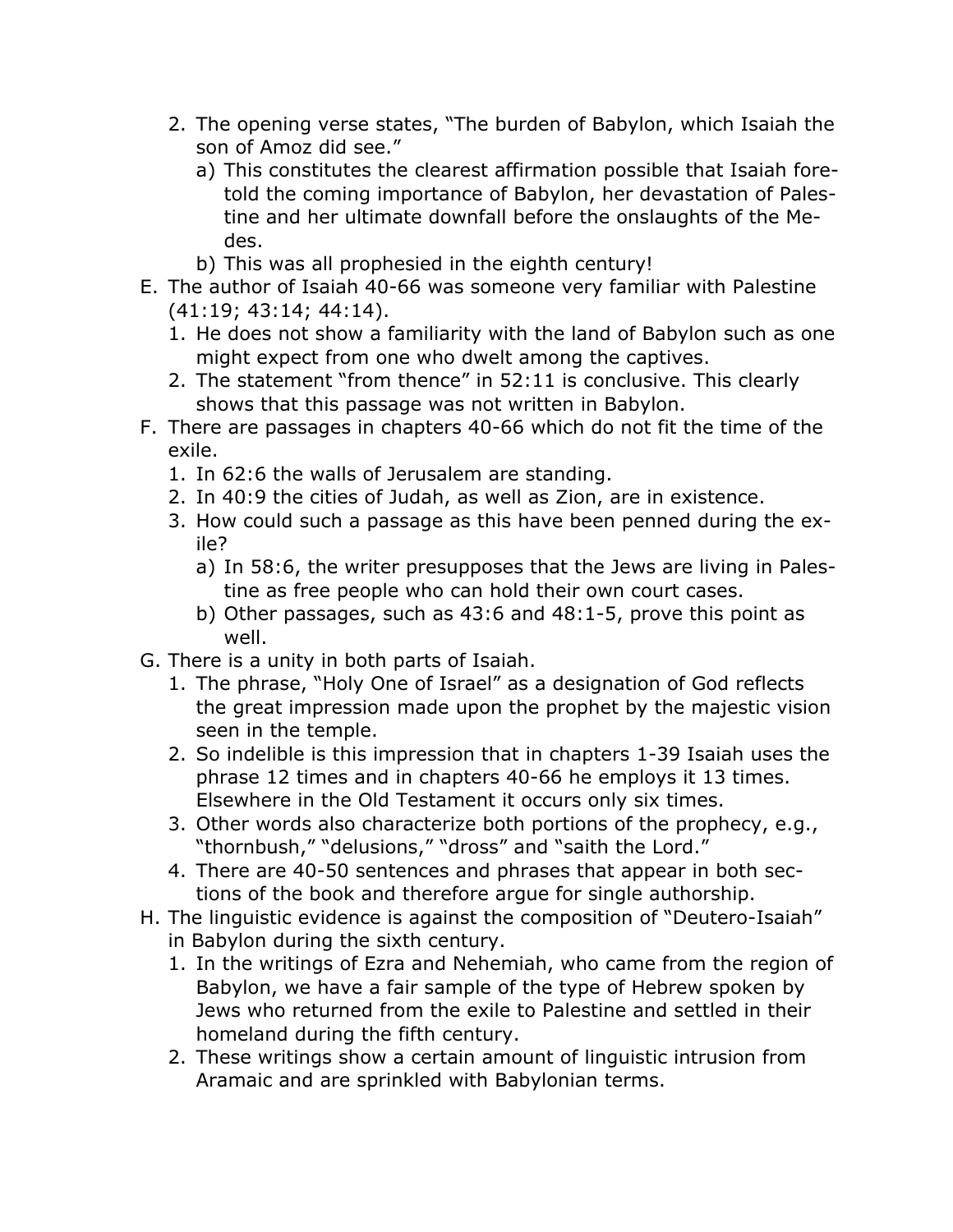2. The opening verse states, "The burden of Babylon, which Isaiah the son of Amoz did see."
   a) This constitutes the clearest affirmation possible that Isaiah foretold the coming importance of Babylon, her devastation of Palestine and her ultimate downfall before the onslaughts of the Medes.
   b) This was all prophesied in the eighth century!

E. The author of Isaiah 40-66 was someone very familiar with Palestine (41:19; 43:14; 44:14).
   1. He does not show a familiarity with the land of Babylon such as one might expect from one who dwelt among the captives.
   2. The statement "from thence" in 52:11 is conclusive. This clearly shows that this passage was not written in Babylon.

F. There are passages in chapters 40-66 which do not fit the time of the exile.
   1. In 62:6 the walls of Jerusalem are standing.
   2. In 40:9 the cities of Judah, as well as Zion, are in existence.
   3. How could such a passage as this have been penned during the exile?
      a) In 58:6, the writer presupposes that the Jews are living in Palestine as free people who can hold their own court cases.
      b) Other passages, such as 43:6 and 48:1-5, prove this point as well.

G. There is a unity in both parts of Isaiah.
   1. The phrase, "Holy One of Israel" as a designation of God reflects the great impression made upon the prophet by the majestic vision seen in the temple.
   2. So indelible is this impression that in chapters 1-39 Isaiah uses the phrase 12 times and in chapters 40-66 he employs it 13 times. Elsewhere in the Old Testament it occurs only six times.
   3. Other words also characterize both portions of the prophecy, e.g., "thornbush," "delusions," "dross" and "saith the Lord."
   4. There are 40-50 sentences and phrases that appear in both sections of the book and therefore argue for single authorship.

H. The linguistic evidence is against the composition of "Deutero-Isaiah" in Babylon during the sixth century.
   1. In the writings of Ezra and Nehemiah, who came from the region of Babylon, we have a fair sample of the type of Hebrew spoken by Jews who returned from the exile to Palestine and settled in their homeland during the fifth century.
   2. These writings show a certain amount of linguistic intrusion from Aramaic and are sprinkled with Babylonian terms.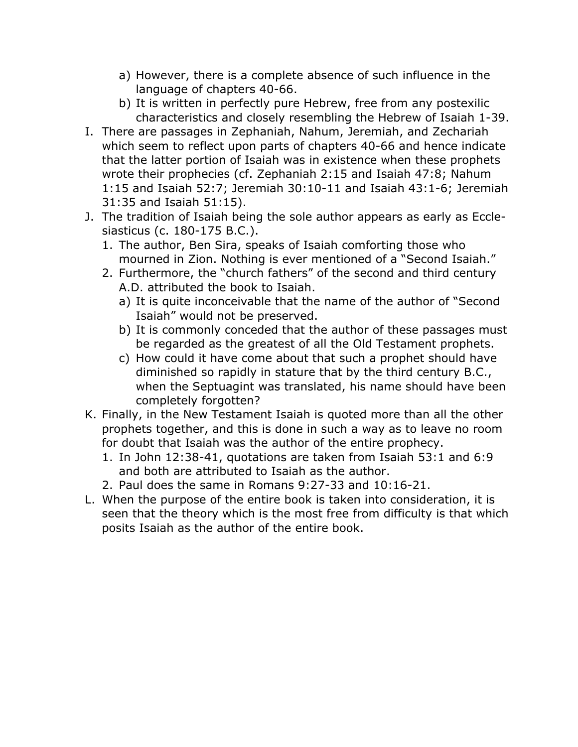a) However, there is a complete absence of such influence in the language of chapters 40-66.
b) It is written in perfectly pure Hebrew, free from any postexilic characteristics and closely resembling the Hebrew of Isaiah 1-39.

I. There are passages in Zephaniah, Nahum, Jeremiah, and Zechariah which seem to reflect upon parts of chapters 40-66 and hence indicate that the latter portion of Isaiah was in existence when these prophets wrote their prophecies (cf. Zephaniah 2:15 and Isaiah 47:8; Nahum 1:15 and Isaiah 52:7; Jeremiah 30:10-11 and Isaiah 43:1-6; Jeremiah 31:35 and Isaiah 51:15).

J. The tradition of Isaiah being the sole author appears as early as Ecclesiasticus (c. 180-175 B.C.).
   1. The author, Ben Sira, speaks of Isaiah comforting those who mourned in Zion. Nothing is ever mentioned of a "Second Isaiah."
   2. Furthermore, the "church fathers" of the second and third century A.D. attributed the book to Isaiah.
      a) It is quite inconceivable that the name of the author of "Second Isaiah" would not be preserved.
      b) It is commonly conceded that the author of these passages must be regarded as the greatest of all the Old Testament prophets.
      c) How could it have come about that such a prophet should have diminished so rapidly in stature that by the third century B.C., when the Septuagint was translated, his name should have been completely forgotten?

K. Finally, in the New Testament Isaiah is quoted more than all the other prophets together, and this is done in such a way as to leave no room for doubt that Isaiah was the author of the entire prophecy.
   1. In John 12:38-41, quotations are taken from Isaiah 53:1 and 6:9 and both are attributed to Isaiah as the author.
   2. Paul does the same in Romans 9:27-33 and 10:16-21.

L. When the purpose of the entire book is taken into consideration, it is seen that the theory which is the most free from difficulty is that which posits Isaiah as the author of the entire book.